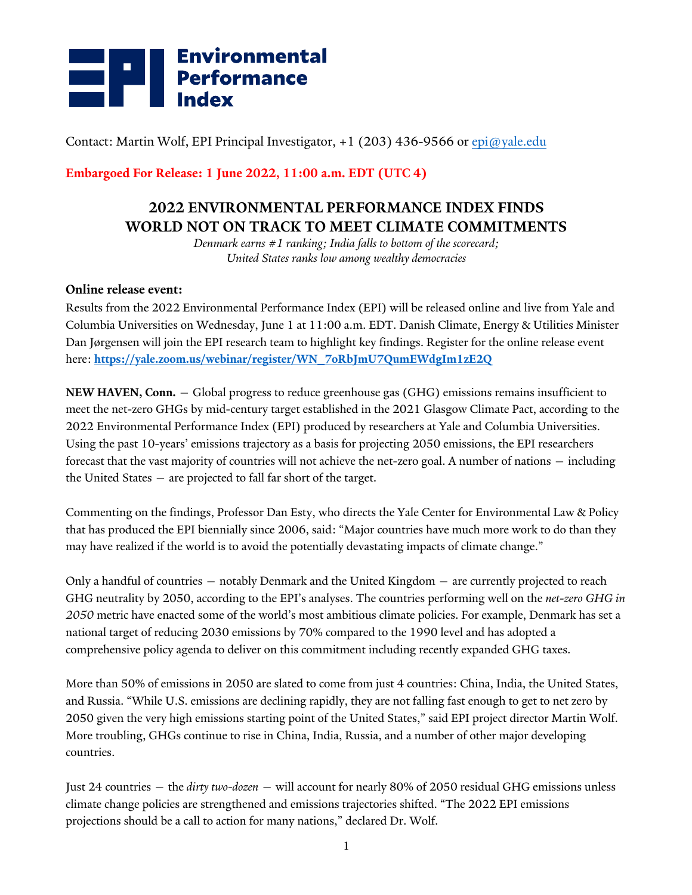**Environmental Performance Index**

Contact: Martin Wolf, EPI Principal Investigator, +1 (203) 436-9566 or epi@yale.edu

**Embargoed For Release: 1 June 2022, 11:00 a.m. EDT (UTC 4)**

## 2022 ENVIRONMENTAL PERFORMANCE INDEX FINDS WORLD NOT ON TRACK TO MEET CLIMATE COMMITMENTS

*Denmark earns #1 ranking; India falls to bottom of the scorecard; United States ranks low among wealthy democracies*

**Online release event:**
Results from the 2022 Environmental Performance Index (EPI) will be released online and live from Yale and Columbia Universities on Wednesday, June 1 at 11:00 a.m. EDT. Danish Climate, Energy & Utilities Minister Dan Jørgensen will join the EPI research team to highlight key findings. Register for the online release event here: **https://yale.zoom.us/webinar/register/WN_7oRbJmU7QumEWdgIm1zE2Q**

**NEW HAVEN, Conn.** — Global progress to reduce greenhouse gas (GHG) emissions remains insufficient to meet the net-zero GHGs by mid-century target established in the 2021 Glasgow Climate Pact, according to the 2022 Environmental Performance Index (EPI) produced by researchers at Yale and Columbia Universities. Using the past 10-years' emissions trajectory as a basis for projecting 2050 emissions, the EPI researchers forecast that the vast majority of countries will not achieve the net-zero goal. A number of nations — including the United States — are projected to fall far short of the target.

Commenting on the findings, Professor Dan Esty, who directs the Yale Center for Environmental Law & Policy that has produced the EPI biennially since 2006, said: "Major countries have much more work to do than they may have realized if the world is to avoid the potentially devastating impacts of climate change."

Only a handful of countries — notably Denmark and the United Kingdom — are currently projected to reach GHG neutrality by 2050, according to the EPI's analyses. The countries performing well on the *net-zero GHG in 2050* metric have enacted some of the world's most ambitious climate policies. For example, Denmark has set a national target of reducing 2030 emissions by 70% compared to the 1990 level and has adopted a comprehensive policy agenda to deliver on this commitment including recently expanded GHG taxes.

More than 50% of emissions in 2050 are slated to come from just 4 countries: China, India, the United States, and Russia. "While U.S. emissions are declining rapidly, they are not falling fast enough to get to net zero by 2050 given the very high emissions starting point of the United States," said EPI project director Martin Wolf. More troubling, GHGs continue to rise in China, India, Russia, and a number of other major developing countries.

Just 24 countries — the *dirty two-dozen* — will account for nearly 80% of 2050 residual GHG emissions unless climate change policies are strengthened and emissions trajectories shifted. "The 2022 EPI emissions projections should be a call to action for many nations," declared Dr. Wolf.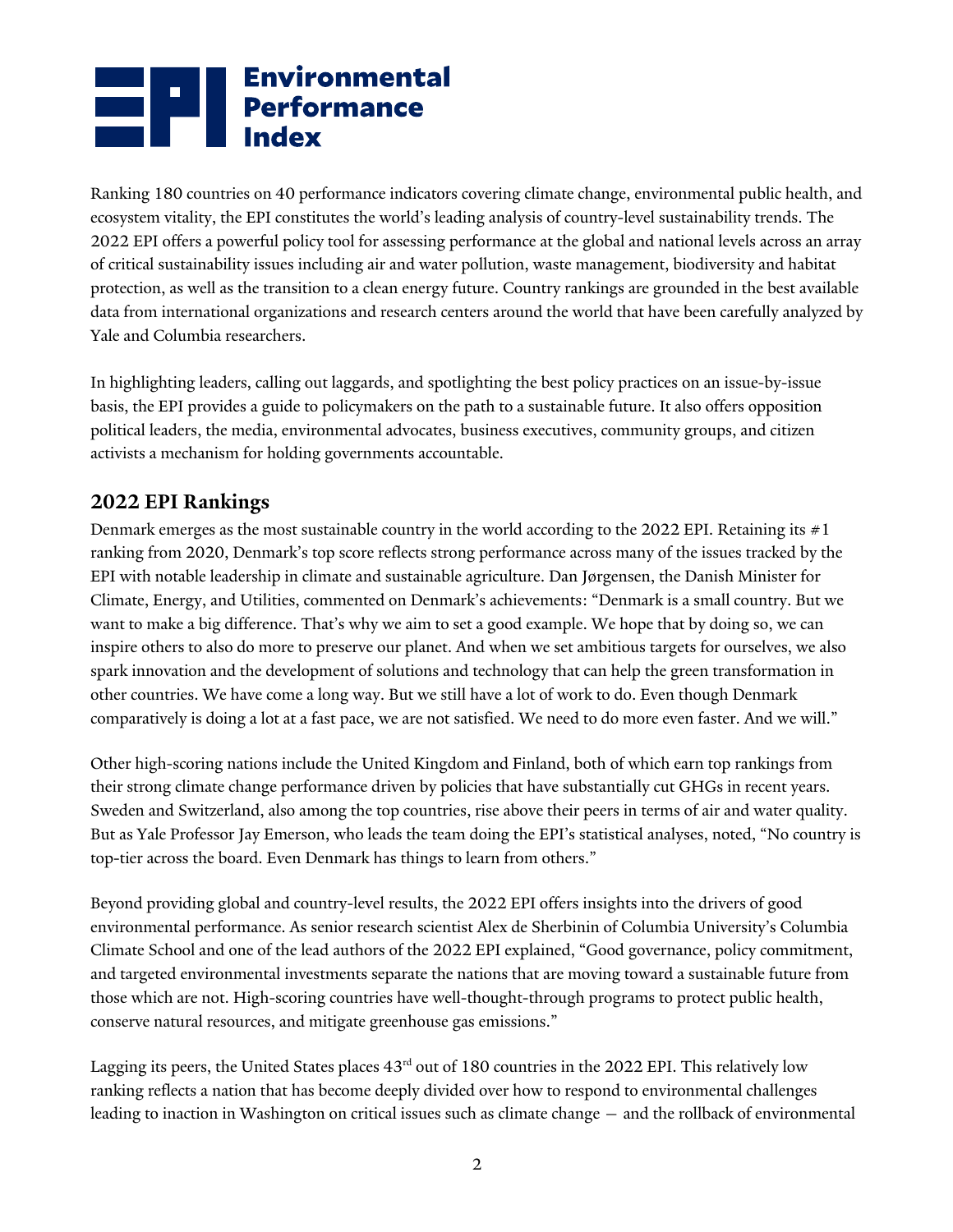# Environmental Performance Index

Ranking 180 countries on 40 performance indicators covering climate change, environmental public health, and ecosystem vitality, the EPI constitutes the world's leading analysis of country-level sustainability trends. The 2022 EPI offers a powerful policy tool for assessing performance at the global and national levels across an array of critical sustainability issues including air and water pollution, waste management, biodiversity and habitat protection, as well as the transition to a clean energy future. Country rankings are grounded in the best available data from international organizations and research centers around the world that have been carefully analyzed by Yale and Columbia researchers.

In highlighting leaders, calling out laggards, and spotlighting the best policy practices on an issue-by-issue basis, the EPI provides a guide to policymakers on the path to a sustainable future. It also offers opposition political leaders, the media, environmental advocates, business executives, community groups, and citizen activists a mechanism for holding governments accountable.

## 2022 EPI Rankings

Denmark emerges as the most sustainable country in the world according to the 2022 EPI. Retaining its #1 ranking from 2020, Denmark's top score reflects strong performance across many of the issues tracked by the EPI with notable leadership in climate and sustainable agriculture. Dan Jørgensen, the Danish Minister for Climate, Energy, and Utilities, commented on Denmark's achievements: "Denmark is a small country. But we want to make a big difference. That's why we aim to set a good example. We hope that by doing so, we can inspire others to also do more to preserve our planet. And when we set ambitious targets for ourselves, we also spark innovation and the development of solutions and technology that can help the green transformation in other countries. We have come a long way. But we still have a lot of work to do. Even though Denmark comparatively is doing a lot at a fast pace, we are not satisfied. We need to do more even faster. And we will."

Other high-scoring nations include the United Kingdom and Finland, both of which earn top rankings from their strong climate change performance driven by policies that have substantially cut GHGs in recent years. Sweden and Switzerland, also among the top countries, rise above their peers in terms of air and water quality. But as Yale Professor Jay Emerson, who leads the team doing the EPI's statistical analyses, noted, "No country is top-tier across the board. Even Denmark has things to learn from others."

Beyond providing global and country-level results, the 2022 EPI offers insights into the drivers of good environmental performance. As senior research scientist Alex de Sherbinin of Columbia University's Columbia Climate School and one of the lead authors of the 2022 EPI explained, "Good governance, policy commitment, and targeted environmental investments separate the nations that are moving toward a sustainable future from those which are not. High-scoring countries have well-thought-through programs to protect public health, conserve natural resources, and mitigate greenhouse gas emissions."

Lagging its peers, the United States places 43rd out of 180 countries in the 2022 EPI. This relatively low ranking reflects a nation that has become deeply divided over how to respond to environmental challenges leading to inaction in Washington on critical issues such as climate change — and the rollback of environmental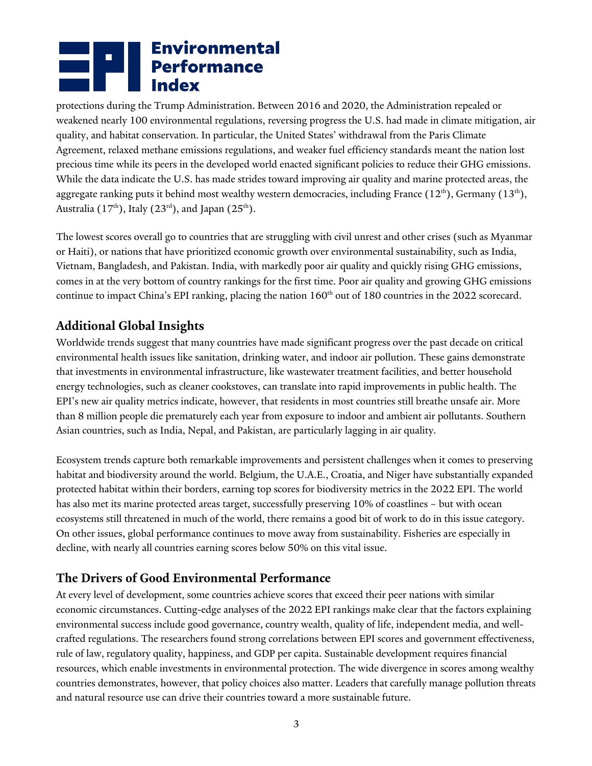protections during the Trump Administration. Between 2016 and 2020, the Administration repealed or weakened nearly 100 environmental regulations, reversing progress the U.S. had made in climate mitigation, air quality, and habitat conservation. In particular, the United States' withdrawal from the Paris Climate Agreement, relaxed methane emissions regulations, and weaker fuel efficiency standards meant the nation lost precious time while its peers in the developed world enacted significant policies to reduce their GHG emissions. While the data indicate the U.S. has made strides toward improving air quality and marine protected areas, the aggregate ranking puts it behind most wealthy western democracies, including France (12th), Germany (13th), Australia (17th), Italy (23rd), and Japan (25th).

The lowest scores overall go to countries that are struggling with civil unrest and other crises (such as Myanmar or Haiti), or nations that have prioritized economic growth over environmental sustainability, such as India, Vietnam, Bangladesh, and Pakistan. India, with markedly poor air quality and quickly rising GHG emissions, comes in at the very bottom of country rankings for the first time. Poor air quality and growing GHG emissions continue to impact China's EPI ranking, placing the nation 160th out of 180 countries in the 2022 scorecard.

## Additional Global Insights

Worldwide trends suggest that many countries have made significant progress over the past decade on critical environmental health issues like sanitation, drinking water, and indoor air pollution. These gains demonstrate that investments in environmental infrastructure, like wastewater treatment facilities, and better household energy technologies, such as cleaner cookstoves, can translate into rapid improvements in public health. The EPI's new air quality metrics indicate, however, that residents in most countries still breathe unsafe air. More than 8 million people die prematurely each year from exposure to indoor and ambient air pollutants. Southern Asian countries, such as India, Nepal, and Pakistan, are particularly lagging in air quality.

Ecosystem trends capture both remarkable improvements and persistent challenges when it comes to preserving habitat and biodiversity around the world. Belgium, the U.A.E., Croatia, and Niger have substantially expanded protected habitat within their borders, earning top scores for biodiversity metrics in the 2022 EPI. The world has also met its marine protected areas target, successfully preserving 10% of coastlines – but with ocean ecosystems still threatened in much of the world, there remains a good bit of work to do in this issue category. On other issues, global performance continues to move away from sustainability. Fisheries are especially in decline, with nearly all countries earning scores below 50% on this vital issue.

## The Drivers of Good Environmental Performance

At every level of development, some countries achieve scores that exceed their peer nations with similar economic circumstances. Cutting-edge analyses of the 2022 EPI rankings make clear that the factors explaining environmental success include good governance, country wealth, quality of life, independent media, and well-crafted regulations. The researchers found strong correlations between EPI scores and government effectiveness, rule of law, regulatory quality, happiness, and GDP per capita. Sustainable development requires financial resources, which enable investments in environmental protection. The wide divergence in scores among wealthy countries demonstrates, however, that policy choices also matter. Leaders that carefully manage pollution threats and natural resource use can drive their countries toward a more sustainable future.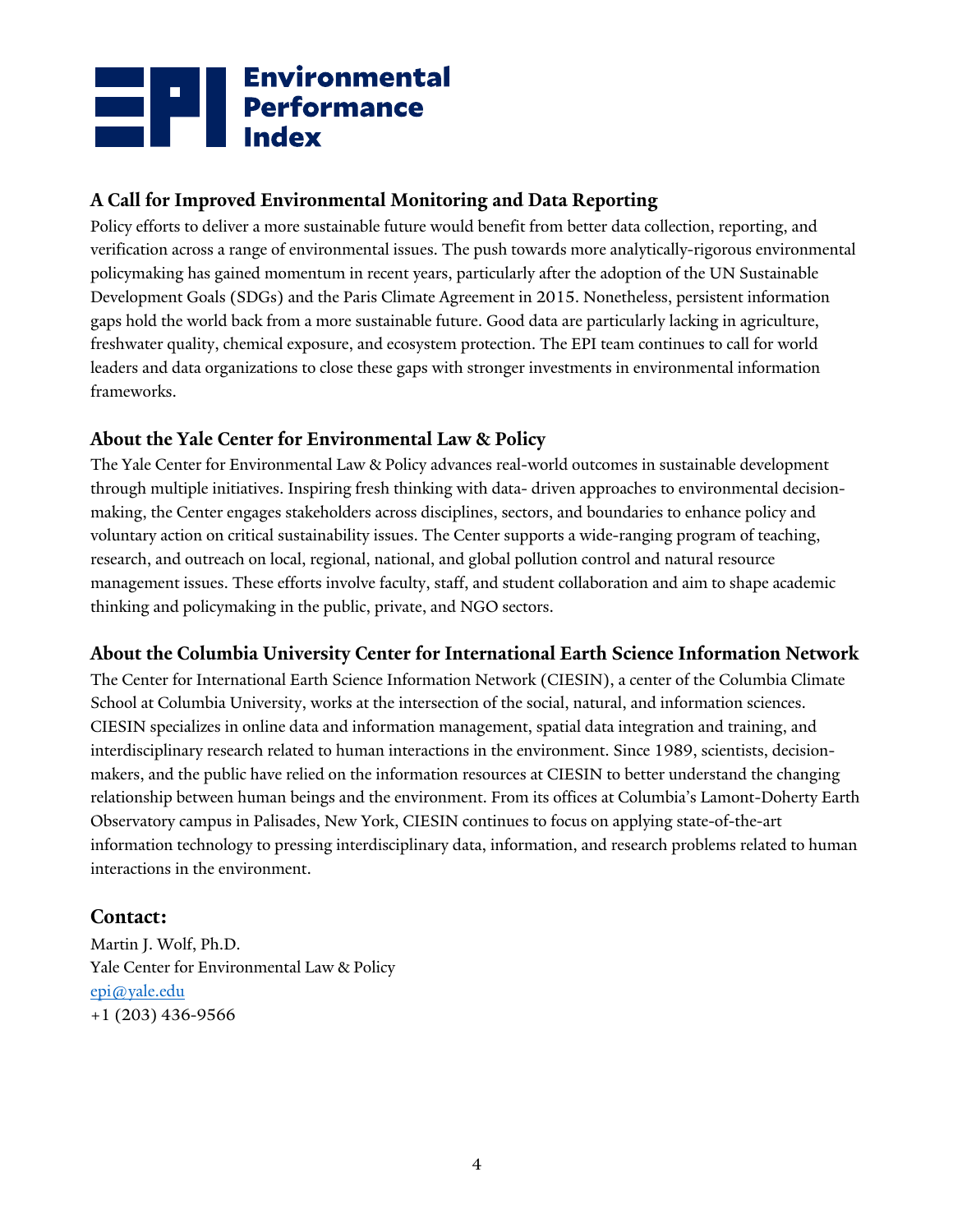# Environmental Performance Index

## A Call for Improved Environmental Monitoring and Data Reporting

Policy efforts to deliver a more sustainable future would benefit from better data collection, reporting, and verification across a range of environmental issues. The push towards more analytically-rigorous environmental policymaking has gained momentum in recent years, particularly after the adoption of the UN Sustainable Development Goals (SDGs) and the Paris Climate Agreement in 2015. Nonetheless, persistent information gaps hold the world back from a more sustainable future. Good data are particularly lacking in agriculture, freshwater quality, chemical exposure, and ecosystem protection. The EPI team continues to call for world leaders and data organizations to close these gaps with stronger investments in environmental information frameworks.

## About the Yale Center for Environmental Law & Policy

The Yale Center for Environmental Law & Policy advances real-world outcomes in sustainable development through multiple initiatives. Inspiring fresh thinking with data- driven approaches to environmental decision-making, the Center engages stakeholders across disciplines, sectors, and boundaries to enhance policy and voluntary action on critical sustainability issues. The Center supports a wide-ranging program of teaching, research, and outreach on local, regional, national, and global pollution control and natural resource management issues. These efforts involve faculty, staff, and student collaboration and aim to shape academic thinking and policymaking in the public, private, and NGO sectors.

## About the Columbia University Center for International Earth Science Information Network

The Center for International Earth Science Information Network (CIESIN), a center of the Columbia Climate School at Columbia University, works at the intersection of the social, natural, and information sciences. CIESIN specializes in online data and information management, spatial data integration and training, and interdisciplinary research related to human interactions in the environment. Since 1989, scientists, decision-makers, and the public have relied on the information resources at CIESIN to better understand the changing relationship between human beings and the environment. From its offices at Columbia's Lamont-Doherty Earth Observatory campus in Palisades, New York, CIESIN continues to focus on applying state-of-the-art information technology to pressing interdisciplinary data, information, and research problems related to human interactions in the environment.

## Contact:

Martin J. Wolf, Ph.D.
Yale Center for Environmental Law & Policy
epi@yale.edu
+1 (203) 436-9566